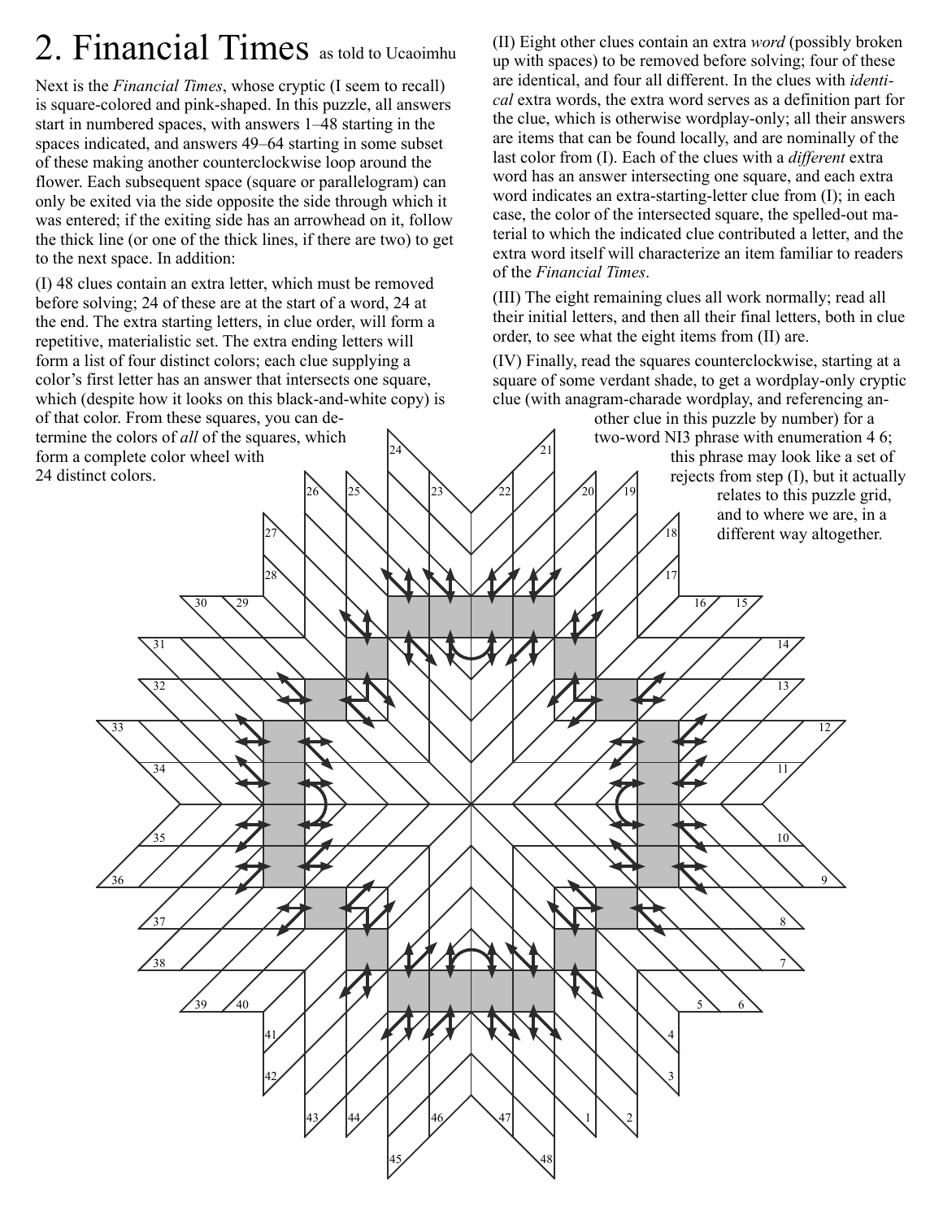# 2. Financial Times as told to Ucaoimhu

Next is the *Financial Times*, whose cryptic (I seem to recall) is square-colored and pink-shaped. In this puzzle, all answers start in numbered spaces, with answers 1–48 starting in the spaces indicated, and answers 49–64 starting in some subset of these making another counterclockwise loop around the flower. Each subsequent space (square or parallelogram) can only be exited via the side opposite the side through which it was entered; if the exiting side has an arrowhead on it, follow the thick line (or one of the thick lines, if there are two) to get to the next space. In addition:

(I) 48 clues contain an extra letter, which must be removed before solving; 24 of these are at the start of a word, 24 at the end. The extra starting letters, in clue order, will form a repetitive, materialistic set. The extra ending letters will form a list of four distinct colors; each clue supplying a color's first letter has an answer that intersects one square, which (despite how it looks on this black-and-white copy) is of that color. From these squares, you can determine the colors of *all* of the squares, which form a complete color wheel with 24 distinct colors.

(II) Eight other clues contain an extra *word* (possibly broken up with spaces) to be removed before solving; four of these are identical, and four all different. In the clues with *identical* extra words, the extra word serves as a definition part for the clue, which is otherwise wordplay-only; all their answers are items that can be found locally, and are nominally of the last color from (I). Each of the clues with a *different* extra word has an answer intersecting one square, and each extra word indicates an extra-starting-letter clue from (I); in each case, the color of the intersected square, the spelled-out material to which the indicated clue contributed a letter, and the extra word itself will characterize an item familiar to readers of the *Financial Times*.

(III) The eight remaining clues all work normally; read all their initial letters, and then all their final letters, both in clue order, to see what the eight items from (II) are.

(IV) Finally, read the squares counterclockwise, starting at a square of some verdant shade, to get a wordplay-only cryptic clue (with anagram-charade wordplay, and referencing another clue in this puzzle by number) for a two-word NI3 phrase with enumeration 4 6; this phrase may look like a set of rejects from step (I), but it actually relates to this puzzle grid, and to where we are, in a different way altogether.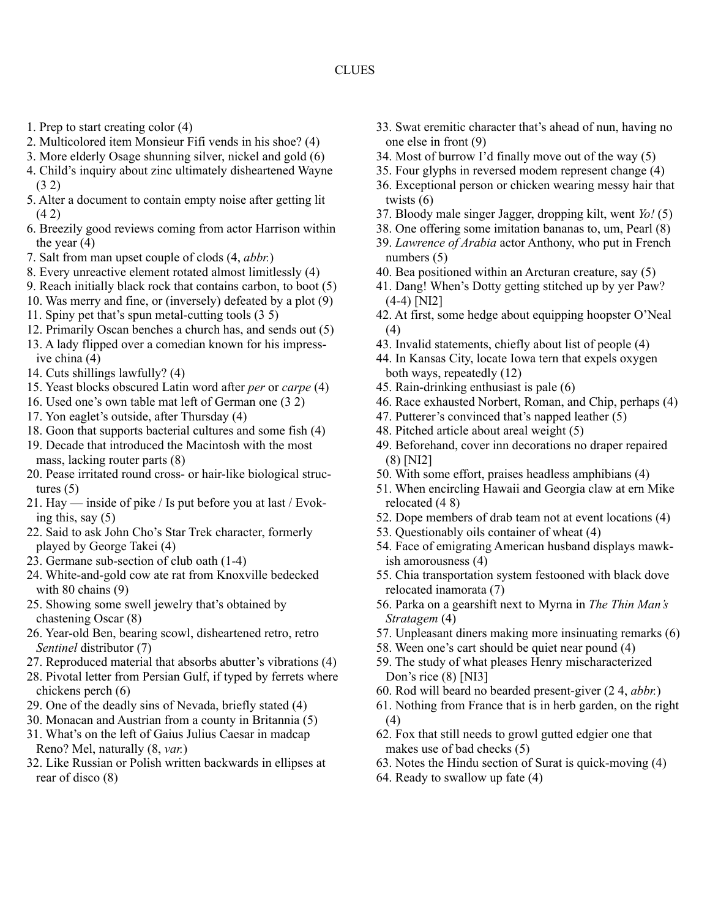# CLUES

1. Prep to start creating color (4)
2. Multicolored item Monsieur Fifi vends in his shoe? (4)
3. More elderly Osage shunning silver, nickel and gold (6)
4. Child's inquiry about zinc ultimately disheartened Wayne (3 2)
5. Alter a document to contain empty noise after getting lit (4 2)
6. Breezily good reviews coming from actor Harrison within the year (4)
7. Salt from man upset couple of clods (4, *abbr.*)
8. Every unreactive element rotated almost limitlessly (4)
9. Reach initially black rock that contains carbon, to boot (5)
10. Was merry and fine, or (inversely) defeated by a plot (9)
11. Spiny pet that's spun metal-cutting tools (3 5)
12. Primarily Oscan benches a church has, and sends out (5)
13. A lady flipped over a comedian known for his impressive china (4)
14. Cuts shillings lawfully? (4)
15. Yeast blocks obscured Latin word after *per* or *carpe* (4)
16. Used one's own table mat left of German one (3 2)
17. Yon eaglet's outside, after Thursday (4)
18. Goon that supports bacterial cultures and some fish (4)
19. Decade that introduced the Macintosh with the most mass, lacking router parts (8)
20. Pease irritated round cross- or hair-like biological structures (5)
21. Hay — inside of pike / Is put before you at last / Evoking this, say (5)
22. Said to ask John Cho's Star Trek character, formerly played by George Takei (4)
23. Germane sub-section of club oath (1-4)
24. White-and-gold cow ate rat from Knoxville bedecked with 80 chains (9)
25. Showing some swell jewelry that's obtained by chastening Oscar (8)
26. Year-old Ben, bearing scowl, disheartened retro, retro *Sentinel* distributor (7)
27. Reproduced material that absorbs abutter's vibrations (4)
28. Pivotal letter from Persian Gulf, if typed by ferrets where chickens perch (6)
29. One of the deadly sins of Nevada, briefly stated (4)
30. Monacan and Austrian from a county in Britannia (5)
31. What's on the left of Gaius Julius Caesar in madcap Reno? Mel, naturally (8, *var.*)
32. Like Russian or Polish written backwards in ellipses at rear of disco (8)
33. Swat eremitic character that's ahead of nun, having no one else in front (9)
34. Most of burrow I'd finally move out of the way (5)
35. Four glyphs in reversed modem represent change (4)
36. Exceptional person or chicken wearing messy hair that twists (6)
37. Bloody male singer Jagger, dropping kilt, went *Yo!* (5)
38. One offering some imitation bananas to, um, Pearl (8)
39. *Lawrence of Arabia* actor Anthony, who put in French numbers (5)
40. Bea positioned within an Arcturan creature, say (5)
41. Dang! When's Dotty getting stitched up by yer Paw? (4-4) [NI2]
42. At first, some hedge about equipping hoopster O'Neal (4)
43. Invalid statements, chiefly about list of people (4)
44. In Kansas City, locate Iowa tern that expels oxygen both ways, repeatedly (12)
45. Rain-drinking enthusiast is pale (6)
46. Race exhausted Norbert, Roman, and Chip, perhaps (4)
47. Putterer's convinced that's napped leather (5)
48. Pitched article about areal weight (5)
49. Beforehand, cover inn decorations no draper repaired (8) [NI2]
50. With some effort, praises headless amphibians (4)
51. When encircling Hawaii and Georgia claw at ern Mike relocated (4 8)
52. Dope members of drab team not at event locations (4)
53. Questionably oils container of wheat (4)
54. Face of emigrating American husband displays mawkish amorousness (4)
55. Chia transportation system festooned with black dove relocated inamorata (7)
56. Parka on a gearshift next to Myrna in *The Thin Man's Stratagem* (4)
57. Unpleasant diners making more insinuating remarks (6)
58. Ween one's cart should be quiet near pound (4)
59. The study of what pleases Henry mischaracterized Don's rice (8) [NI3]
60. Rod will beard no bearded present-giver (2 4, *abbr.*)
61. Nothing from France that is in herb garden, on the right (4)
62. Fox that still needs to growl gutted edgier one that makes use of bad checks (5)
63. Notes the Hindu section of Surat is quick-moving (4)
64. Ready to swallow up fate (4)